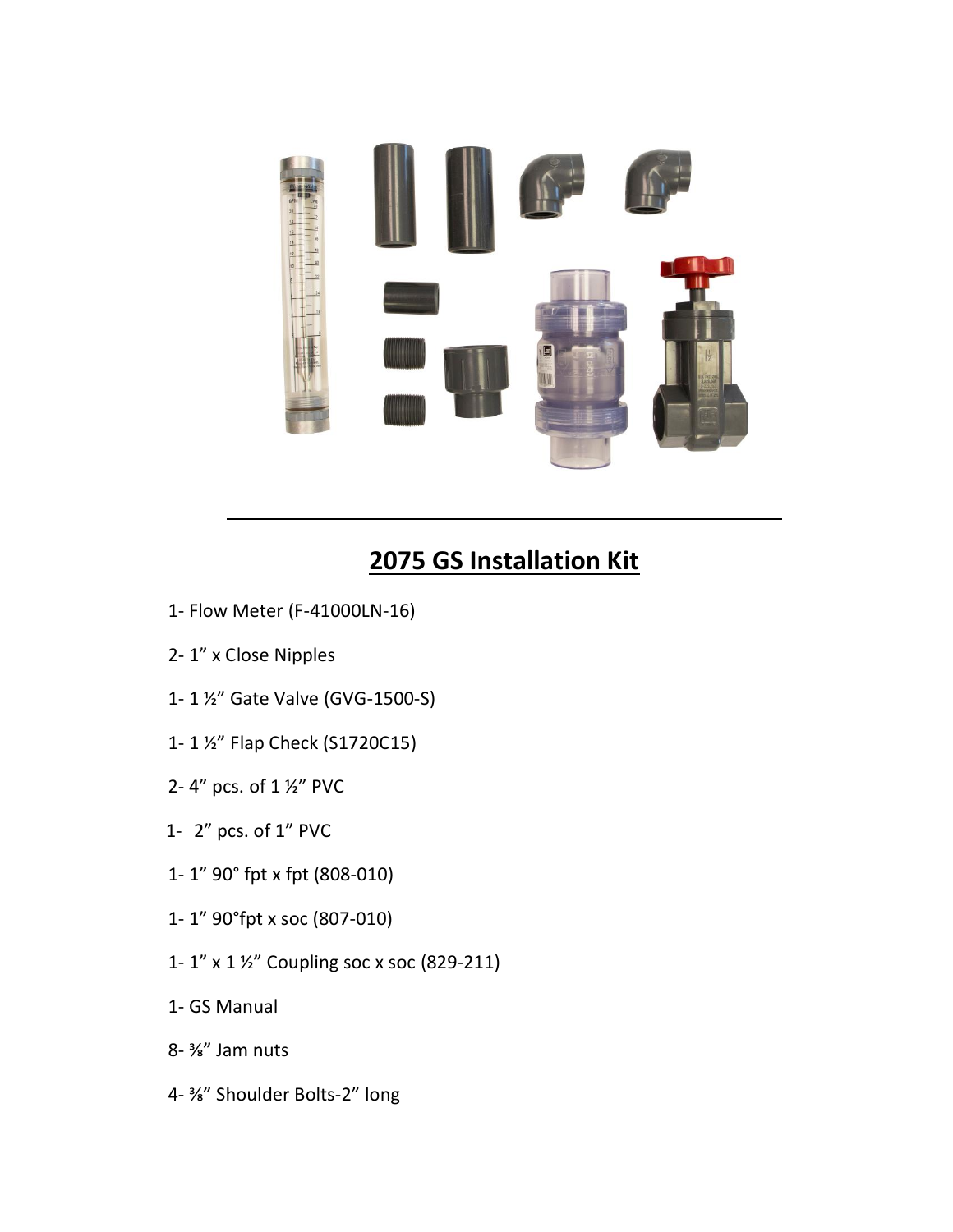## 2075 GS Installation Kit

- 1- Flow Meter (F-41000LN-16)
- 2- 1” x Close Nipples
- 1- 1 ½” Gate Valve (GVG-1500-S)
- 1- 1 ½” Flap Check (S1720C15)
- 2- 4” pcs. of 1 ½” PVC
- 1- 2” pcs. of 1” PVC
- 1- 1” 90° fpt x fpt (808-010)
- 1- 1” 90°fpt x soc (807-010)
- 1- 1” x 1 ½” Coupling soc x soc (829-211)
- 1- GS Manual
- 8- ⅜” Jam nuts
- 4- ⅜” Shoulder Bolts-2” long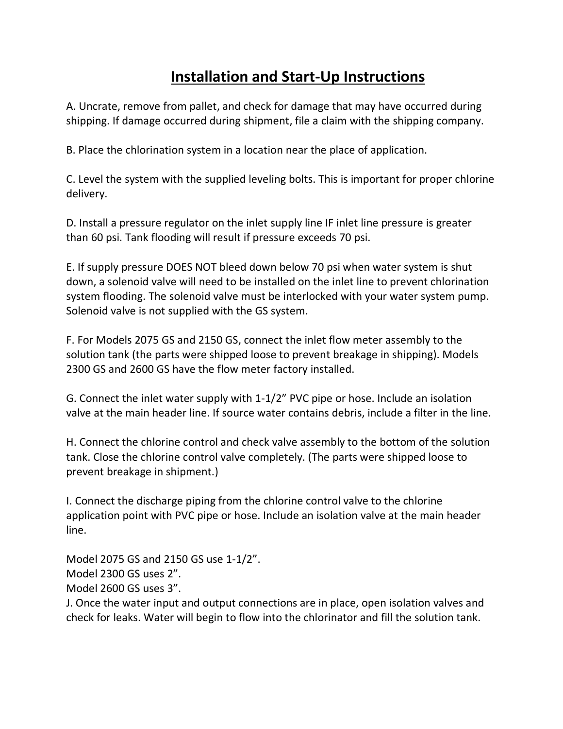# Installation and Start-Up Instructions

A. Uncrate, remove from pallet, and check for damage that may have occurred during shipping. If damage occurred during shipment, file a claim with the shipping company.

B. Place the chlorination system in a location near the place of application.

C. Level the system with the supplied leveling bolts. This is important for proper chlorine delivery.

D. Install a pressure regulator on the inlet supply line IF inlet line pressure is greater than 60 psi. Tank flooding will result if pressure exceeds 70 psi.

E. If supply pressure DOES NOT bleed down below 70 psi when water system is shut down, a solenoid valve will need to be installed on the inlet line to prevent chlorination system flooding. The solenoid valve must be interlocked with your water system pump. Solenoid valve is not supplied with the GS system.

F. For Models 2075 GS and 2150 GS, connect the inlet flow meter assembly to the solution tank (the parts were shipped loose to prevent breakage in shipping). Models 2300 GS and 2600 GS have the flow meter factory installed.

G. Connect the inlet water supply with 1-1/2" PVC pipe or hose. Include an isolation valve at the main header line. If source water contains debris, include a filter in the line.

H. Connect the chlorine control and check valve assembly to the bottom of the solution tank. Close the chlorine control valve completely. (The parts were shipped loose to prevent breakage in shipment.)

I. Connect the discharge piping from the chlorine control valve to the chlorine application point with PVC pipe or hose. Include an isolation valve at the main header line.

Model 2075 GS and 2150 GS use 1-1/2".
Model 2300 GS uses 2".
Model 2600 GS uses 3".

J. Once the water input and output connections are in place, open isolation valves and check for leaks. Water will begin to flow into the chlorinator and fill the solution tank.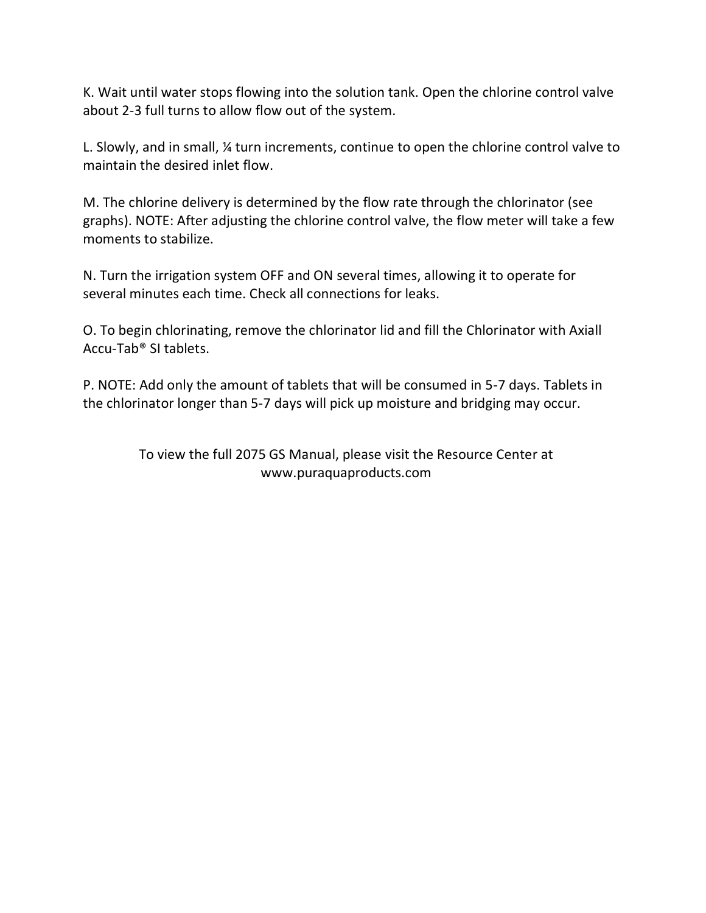K. Wait until water stops flowing into the solution tank. Open the chlorine control valve about 2-3 full turns to allow flow out of the system.

L. Slowly, and in small, ¼ turn increments, continue to open the chlorine control valve to maintain the desired inlet flow.

M. The chlorine delivery is determined by the flow rate through the chlorinator (see graphs). NOTE: After adjusting the chlorine control valve, the flow meter will take a few moments to stabilize.

N. Turn the irrigation system OFF and ON several times, allowing it to operate for several minutes each time. Check all connections for leaks.

O. To begin chlorinating, remove the chlorinator lid and fill the Chlorinator with Axiall Accu-Tab® SI tablets.

P. NOTE: Add only the amount of tablets that will be consumed in 5-7 days. Tablets in the chlorinator longer than 5-7 days will pick up moisture and bridging may occur.

To view the full 2075 GS Manual, please visit the Resource Center at www.puraquaproducts.com